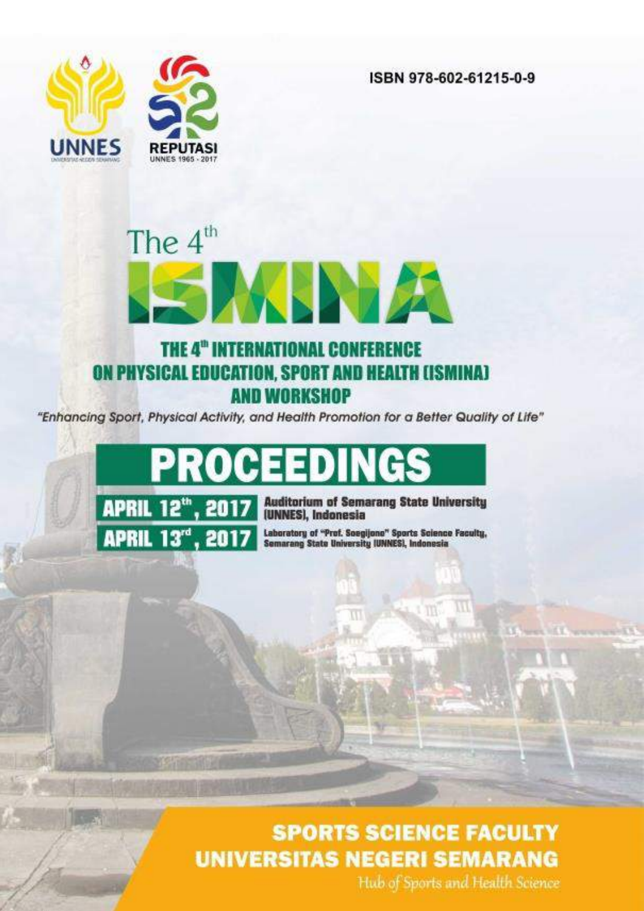UNNES

REPUTASI
UNNES 1965 - 2017

ISBN 978-602-61215-0-9

# The 4th ISMINA

## THE 4th INTERNATIONAL CONFERENCE ON PHYSICAL EDUCATION, SPORT AND HEALTH (ISMINA) AND WORKSHOP

*"Enhancing Sport, Physical Activity, and Health Promotion for a Better Quality of Life"*

# PROCEEDINGS

**APRIL 12th, 2017** — Auditorium of Semarang State University (UNNES), Indonesia

**APRIL 13rd, 2017** — Laboratory of "Prof. Soegijono" Sports Science Faculty, Semarang State University (UNNES), Indonesia

**SPORTS SCIENCE FACULTY**
**UNIVERSITAS NEGERI SEMARANG**

Hub of Sports and Health Science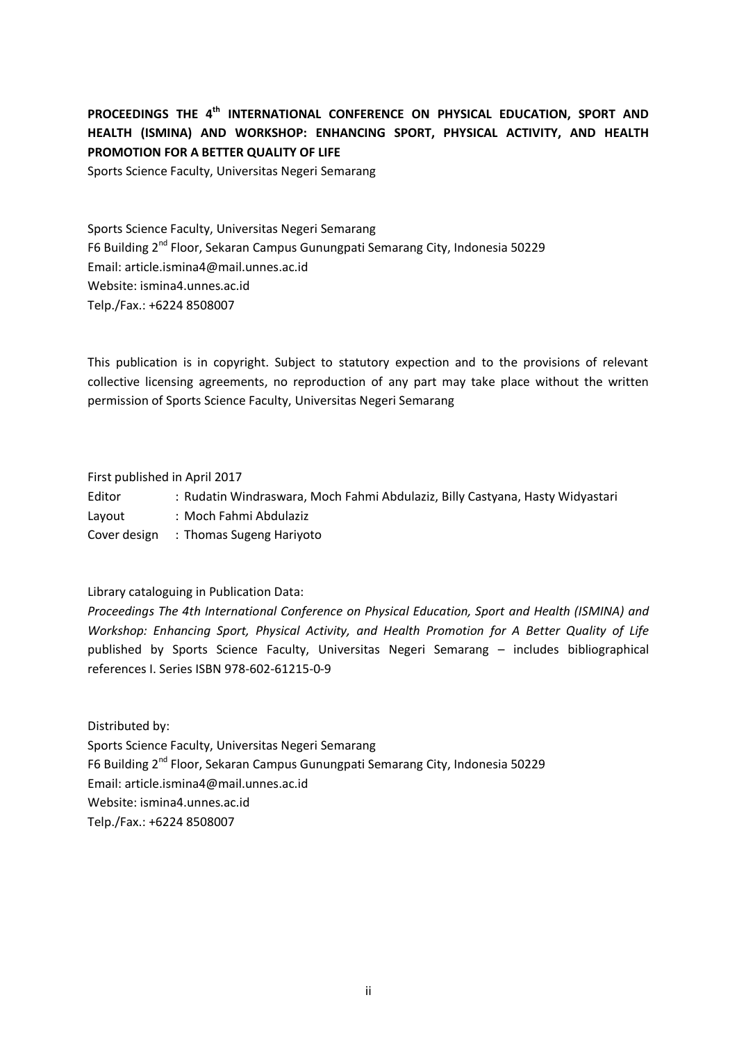**PROCEEDINGS THE 4th INTERNATIONAL CONFERENCE ON PHYSICAL EDUCATION, SPORT AND HEALTH (ISMINA) AND WORKSHOP: ENHANCING SPORT, PHYSICAL ACTIVITY, AND HEALTH PROMOTION FOR A BETTER QUALITY OF LIFE**

Sports Science Faculty, Universitas Negeri Semarang

Sports Science Faculty, Universitas Negeri Semarang
F6 Building 2nd Floor, Sekaran Campus Gunungpati Semarang City, Indonesia 50229
Email: article.ismina4@mail.unnes.ac.id
Website: ismina4.unnes.ac.id
Telp./Fax.: +6224 8508007

This publication is in copyright. Subject to statutory expection and to the provisions of relevant collective licensing agreements, no reproduction of any part may take place without the written permission of Sports Science Faculty, Universitas Negeri Semarang

First published in April 2017
Editor : Rudatin Windraswara, Moch Fahmi Abdulaziz, Billy Castyana, Hasty Widyastari
Layout : Moch Fahmi Abdulaziz
Cover design : Thomas Sugeng Hariyoto

Library cataloguing in Publication Data:
*Proceedings The 4th International Conference on Physical Education, Sport and Health (ISMINA) and Workshop: Enhancing Sport, Physical Activity, and Health Promotion for A Better Quality of Life* published by Sports Science Faculty, Universitas Negeri Semarang – includes bibliographical references I. Series ISBN 978-602-61215-0-9

Distributed by:
Sports Science Faculty, Universitas Negeri Semarang
F6 Building 2nd Floor, Sekaran Campus Gunungpati Semarang City, Indonesia 50229
Email: article.ismina4@mail.unnes.ac.id
Website: ismina4.unnes.ac.id
Telp./Fax.: +6224 8508007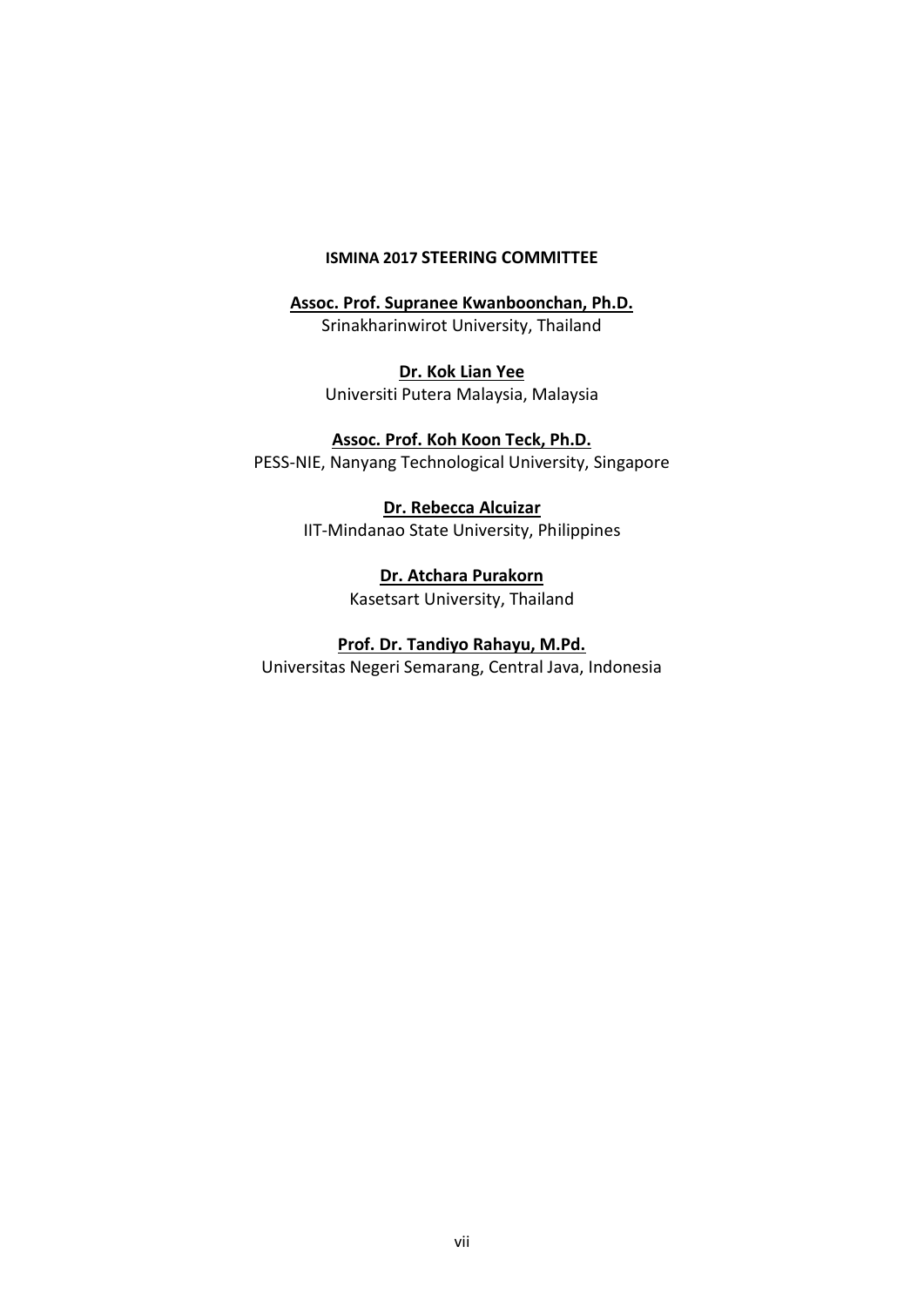## ISMINA 2017 STEERING COMMITTEE

**Assoc. Prof. Supranee Kwanboonchan, Ph.D.**
Srinakharinwirot University, Thailand

**Dr. Kok Lian Yee**
Universiti Putera Malaysia, Malaysia

**Assoc. Prof. Koh Koon Teck, Ph.D.**
PESS-NIE, Nanyang Technological University, Singapore

**Dr. Rebecca Alcuizar**
IIT-Mindanao State University, Philippines

**Dr. Atchara Purakorn**
Kasetsart University, Thailand

**Prof. Dr. Tandiyo Rahayu, M.Pd.**
Universitas Negeri Semarang, Central Java, Indonesia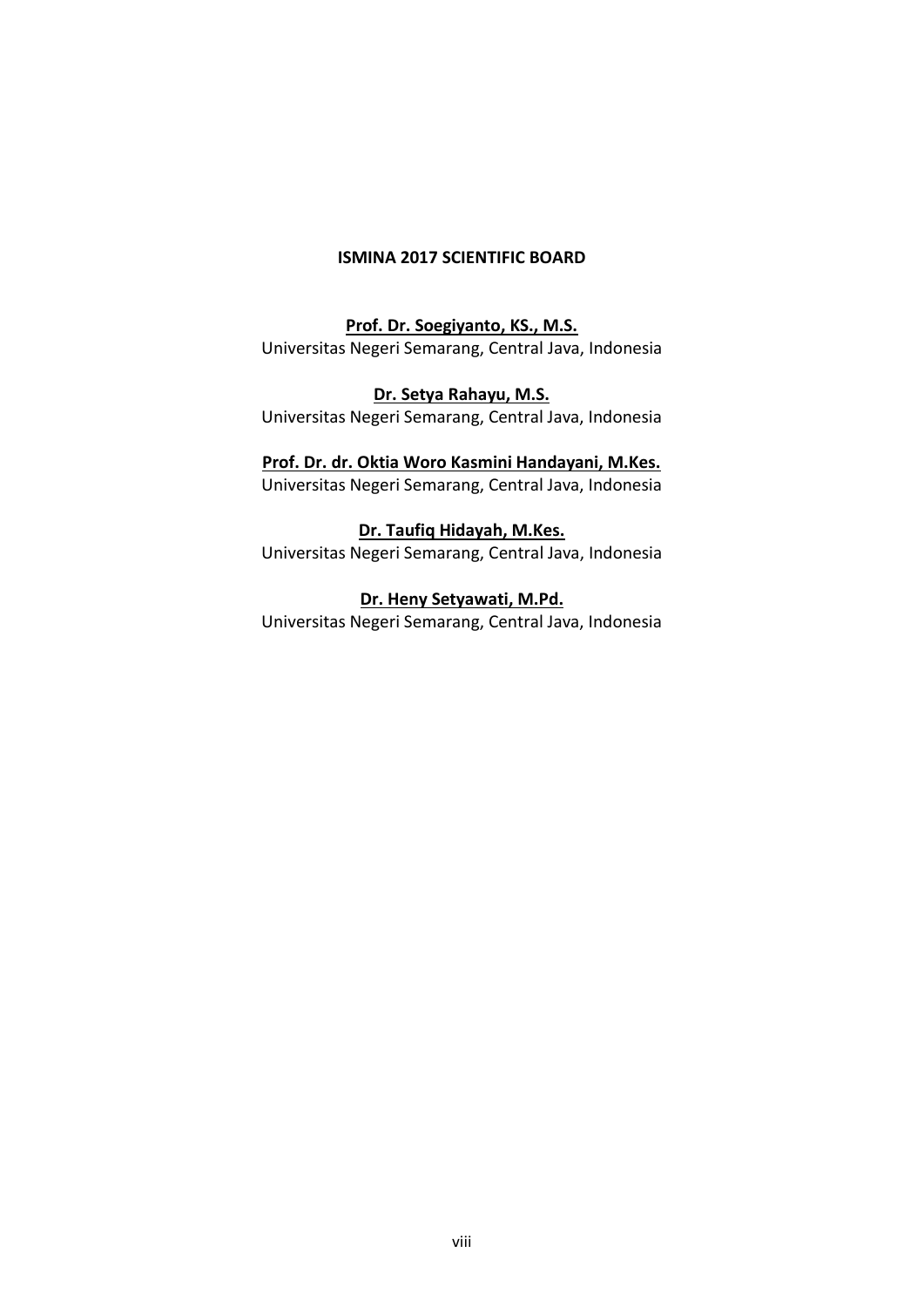## ISMINA 2017 SCIENTIFIC BOARD

**Prof. Dr. Soegiyanto, KS., M.S.**
Universitas Negeri Semarang, Central Java, Indonesia

**Dr. Setya Rahayu, M.S.**
Universitas Negeri Semarang, Central Java, Indonesia

**Prof. Dr. dr. Oktia Woro Kasmini Handayani, M.Kes.**
Universitas Negeri Semarang, Central Java, Indonesia

**Dr. Taufiq Hidayah, M.Kes.**
Universitas Negeri Semarang, Central Java, Indonesia

**Dr. Heny Setyawati, M.Pd.**
Universitas Negeri Semarang, Central Java, Indonesia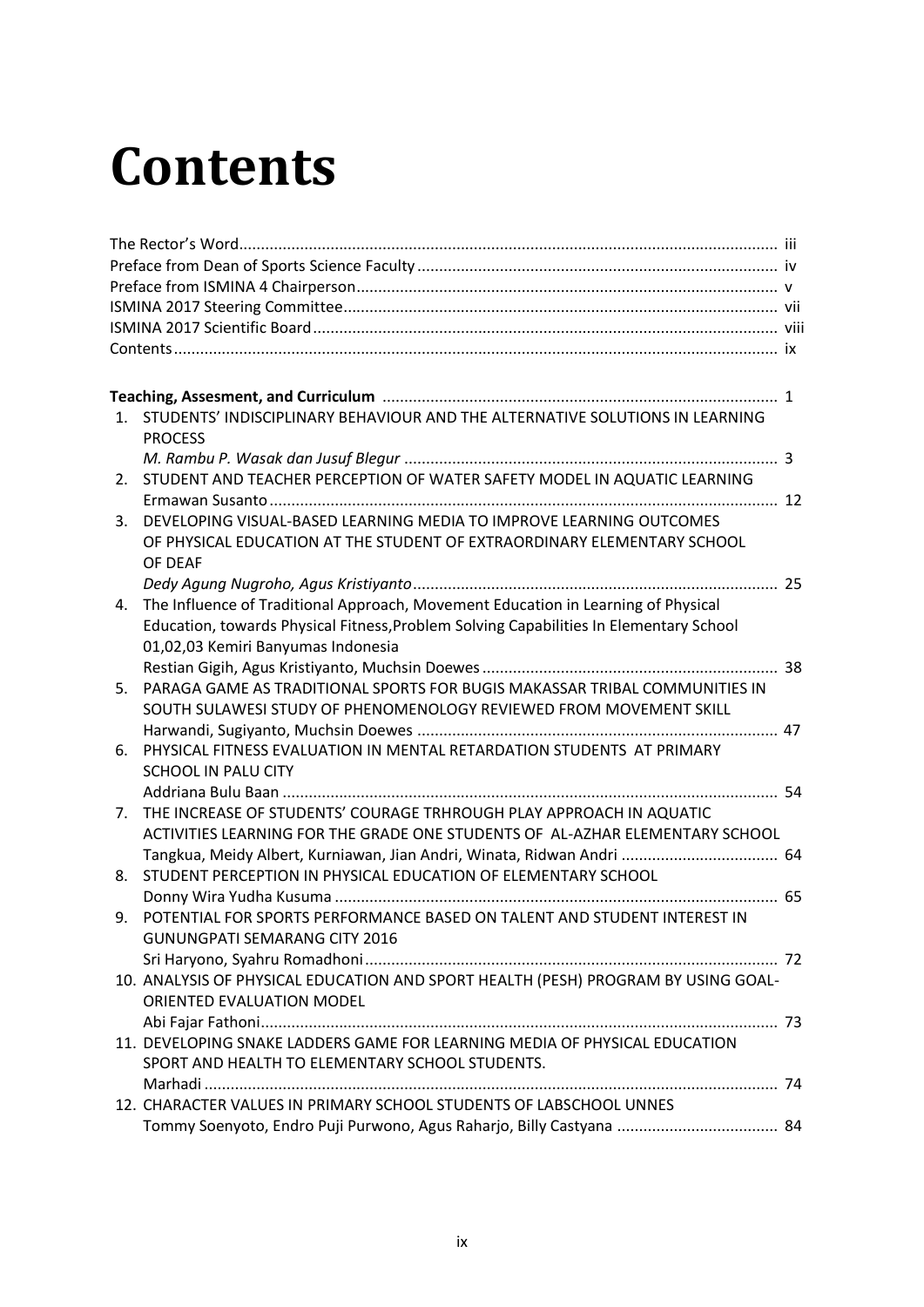# Contents

The Rector's Word ........................................................................................................................ iii
Preface from Dean of Sports Science Faculty ................................................................................. iv
Preface from ISMINA 4 Chairperson ................................................................................................ v
ISMINA 2017 Steering Committee ................................................................................................... vii
ISMINA 2017 Scientific Board ......................................................................................................... viii
Contents ........................................................................................................................................... ix

**Teaching, Assesment, and Curriculum** ........................................................................................ 1

1. STUDENTS' INDISCIPLINARY BEHAVIOUR AND THE ALTERNATIVE SOLUTIONS IN LEARNING PROCESS
   *M. Rambu P. Wasak dan Jusuf Blegur* ..................................................................................... 3
2. STUDENT AND TEACHER PERCEPTION OF WATER SAFETY MODEL IN AQUATIC LEARNING
   Ermawan Susanto ......................................................................................................................... 12
3. DEVELOPING VISUAL-BASED LEARNING MEDIA TO IMPROVE LEARNING OUTCOMES OF PHYSICAL EDUCATION AT THE STUDENT OF EXTRAORDINARY ELEMENTARY SCHOOL OF DEAF
   *Dedy Agung Nugroho, Agus Kristiyanto* ..................................................................................... 25
4. The Influence of Traditional Approach, Movement Education in Learning of Physical Education, towards Physical Fitness,Problem Solving Capabilities In Elementary School 01,02,03 Kemiri Banyumas Indonesia
   Restian Gigih, Agus Kristiyanto, Muchsin Doewes ...................................................................... 38
5. PARAGA GAME AS TRADITIONAL SPORTS FOR BUGIS MAKASSAR TRIBAL COMMUNITIES IN SOUTH SULAWESI STUDY OF PHENOMENOLOGY REVIEWED FROM MOVEMENT SKILL
   Harwandi, Sugiyanto, Muchsin Doewes ....................................................................................... 47
6. PHYSICAL FITNESS EVALUATION IN MENTAL RETARDATION STUDENTS AT PRIMARY SCHOOL IN PALU CITY
   Addriana Bulu Baan ...................................................................................................................... 54
7. THE INCREASE OF STUDENTS' COURAGE TRHROUGH PLAY APPROACH IN AQUATIC ACTIVITIES LEARNING FOR THE GRADE ONE STUDENTS OF AL-AZHAR ELEMENTARY SCHOOL
   Tangkua, Meidy Albert, Kurniawan, Jian Andri, Winata, Ridwan Andri ...................................... 64
8. STUDENT PERCEPTION IN PHYSICAL EDUCATION OF ELEMENTARY SCHOOL
   Donny Wira Yudha Kusuma .......................................................................................................... 65
9. POTENTIAL FOR SPORTS PERFORMANCE BASED ON TALENT AND STUDENT INTEREST IN GUNUNGPATI SEMARANG CITY 2016
   Sri Haryono, Syahru Romadhoni ................................................................................................... 72
10. ANALYSIS OF PHYSICAL EDUCATION AND SPORT HEALTH (PESH) PROGRAM BY USING GOAL-ORIENTED EVALUATION MODEL
    Abi Fajar Fathoni .......................................................................................................................... 73
11. DEVELOPING SNAKE LADDERS GAME FOR LEARNING MEDIA OF PHYSICAL EDUCATION SPORT AND HEALTH TO ELEMENTARY SCHOOL STUDENTS.
    Marhadi ........................................................................................................................................ 74
12. CHARACTER VALUES IN PRIMARY SCHOOL STUDENTS OF LABSCHOOL UNNES
    Tommy Soenyoto, Endro Puji Purwono, Agus Raharjo, Billy Castyana ....................................... 84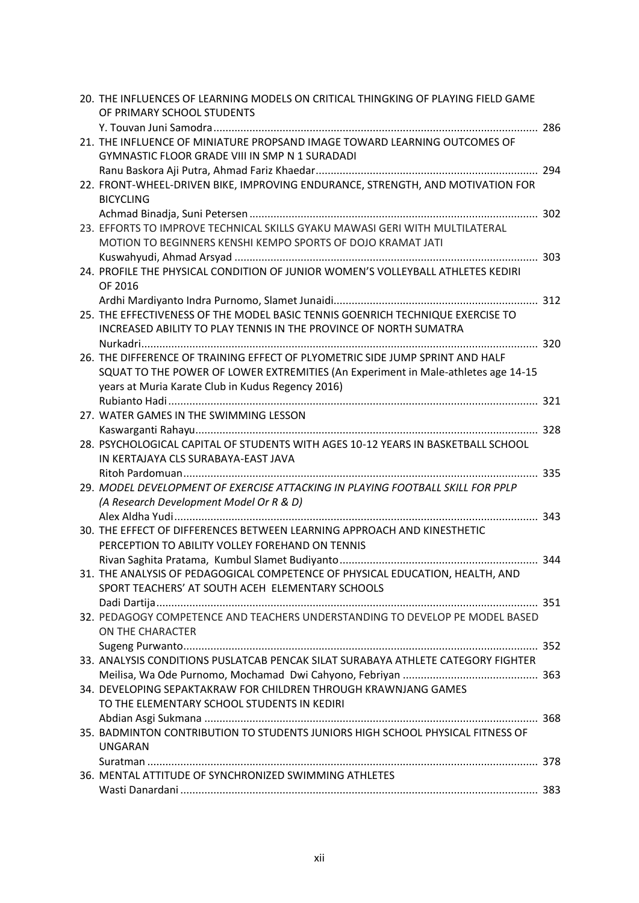20. THE INFLUENCES OF LEARNING MODELS ON CRITICAL THINGKING OF PLAYING FIELD GAME OF PRIMARY SCHOOL STUDENTS
    Y. Touvan Juni Samodra ........................................................................................................... 286
21. THE INFLUENCE OF MINIATURE PROPSAND IMAGE TOWARD LEARNING OUTCOMES OF GYMNASTIC FLOOR GRADE VIII IN SMP N 1 SURADADI
    Ranu Baskora Aji Putra, Ahmad Fariz Khaedar ......................................................................... 294
22. FRONT-WHEEL-DRIVEN BIKE, IMPROVING ENDURANCE, STRENGTH, AND MOTIVATION FOR BICYCLING
    Achmad Binadja, Suni Petersen ............................................................................................... 302
23. EFFORTS TO IMPROVE TECHNICAL SKILLS GYAKU MAWASI GERI WITH MULTILATERAL MOTION TO BEGINNERS KENSHI KEMPO SPORTS OF DOJO KRAMAT JATI
    Kuswahyudi, Ahmad Arsyad .................................................................................................... 303
24. PROFILE THE PHYSICAL CONDITION OF JUNIOR WOMEN'S VOLLEYBALL ATHLETES KEDIRI OF 2016
    Ardhi Mardiyanto Indra Purnomo, Slamet Junaidi.................................................................... 312
25. THE EFFECTIVENESS OF THE MODEL BASIC TENNIS GOENRICH TECHNIQUE EXERCISE TO INCREASED ABILITY TO PLAY TENNIS IN THE PROVINCE OF NORTH SUMATRA
    Nurkadri.................................................................................................................................. 320
26. THE DIFFERENCE OF TRAINING EFFECT OF PLYOMETRIC SIDE JUMP SPRINT AND HALF SQUAT TO THE POWER OF LOWER EXTREMITIES (An Experiment in Male-athletes age 14-15 years at Muria Karate Club in Kudus Regency 2016)
    Rubianto Hadi .......................................................................................................................... 321
27. WATER GAMES IN THE SWIMMING LESSON
    Kaswarganti Rahayu................................................................................................................. 328
28. PSYCHOLOGICAL CAPITAL OF STUDENTS WITH AGES 10-12 YEARS IN BASKETBALL SCHOOL IN KERTAJAYA CLS SURABAYA-EAST JAVA
    Ritoh Pardomuan..................................................................................................................... 335
29. *MODEL DEVELOPMENT OF EXERCISE ATTACKING IN PLAYING FOOTBALL SKILL FOR PPLP (A Research Development Model Or R & D)*
    Alex Aldha Yudi........................................................................................................................ 343
30. THE EFFECT OF DIFFERENCES BETWEEN LEARNING APPROACH AND KINESTHETIC PERCEPTION TO ABILITY VOLLEY FOREHAND ON TENNIS
    Rivan Saghita Pratama, Kumbul Slamet Budiyanto.................................................................. 344
31. THE ANALYSIS OF PEDAGOGICAL COMPETENCE OF PHYSICAL EDUCATION, HEALTH, AND SPORT TEACHERS' AT SOUTH ACEH ELEMENTARY SCHOOLS
    Dadi Dartija.............................................................................................................................. 351
32. PEDAGOGY COMPETENCE AND TEACHERS UNDERSTANDING TO DEVELOP PE MODEL BASED ON THE CHARACTER
    Sugeng Purwanto...................................................................................................................... 352
33. ANALYSIS CONDITIONS PUSLATCAB PENCAK SILAT SURABAYA ATHLETE CATEGORY FIGHTER
    Meilisa, Wa Ode Purnomo, Mochamad Dwi Cahyono, Febriyan ............................................. 363
34. DEVELOPING SEPAKTAKRAW FOR CHILDREN THROUGH KRAWNJANG GAMES TO THE ELEMENTARY SCHOOL STUDENTS IN KEDIRI
    Abdian Asgi Sukmana .............................................................................................................. 368
35. BADMINTON CONTRIBUTION TO STUDENTS JUNIORS HIGH SCHOOL PHYSICAL FITNESS OF UNGARAN
    Suratman ................................................................................................................................. 378
36. MENTAL ATTITUDE OF SYNCHRONIZED SWIMMING ATHLETES
    Wasti Danardani ...................................................................................................................... 383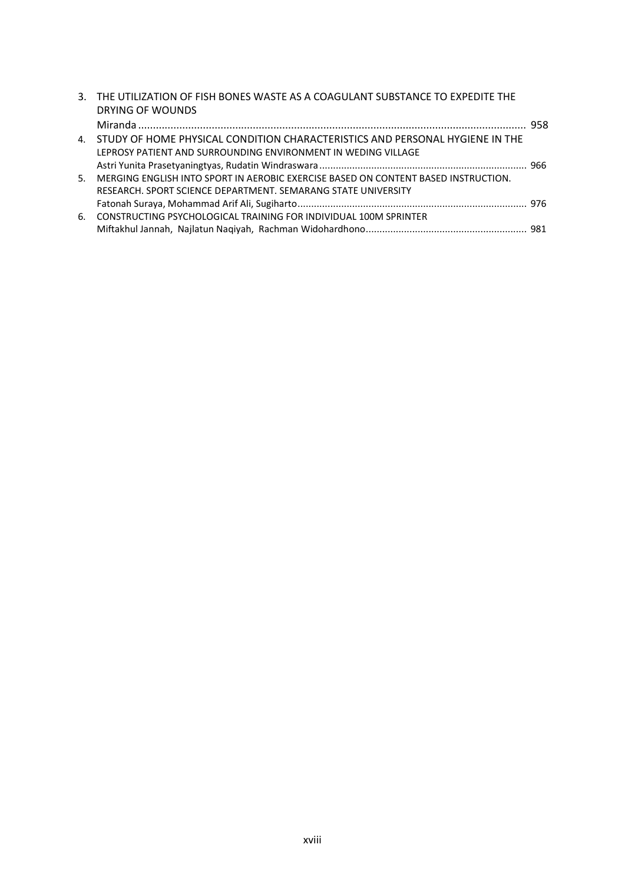3. THE UTILIZATION OF FISH BONES WASTE AS A COAGULANT SUBSTANCE TO EXPEDITE THE DRYING OF WOUNDS
   Miranda ..................................................................................................................................... 958
4. STUDY OF HOME PHYSICAL CONDITION CHARACTERISTICS AND PERSONAL HYGIENE IN THE LEPROSY PATIENT AND SURROUNDING ENVIRONMENT IN WEDING VILLAGE
   Astri Yunita Prasetyaningtyas, Rudatin Windraswara ........................................................................... 966
5. MERGING ENGLISH INTO SPORT IN AEROBIC EXERCISE BASED ON CONTENT BASED INSTRUCTION. RESEARCH. SPORT SCIENCE DEPARTMENT. SEMARANG STATE UNIVERSITY
   Fatonah Suraya, Mohammad Arif Ali, Sugiharto.................................................................................... 976
6. CONSTRUCTING PSYCHOLOGICAL TRAINING FOR INDIVIDUAL 100M SPRINTER
   Miftakhul Jannah, Najlatun Naqiyah, Rachman Widohardhono........................................................... 981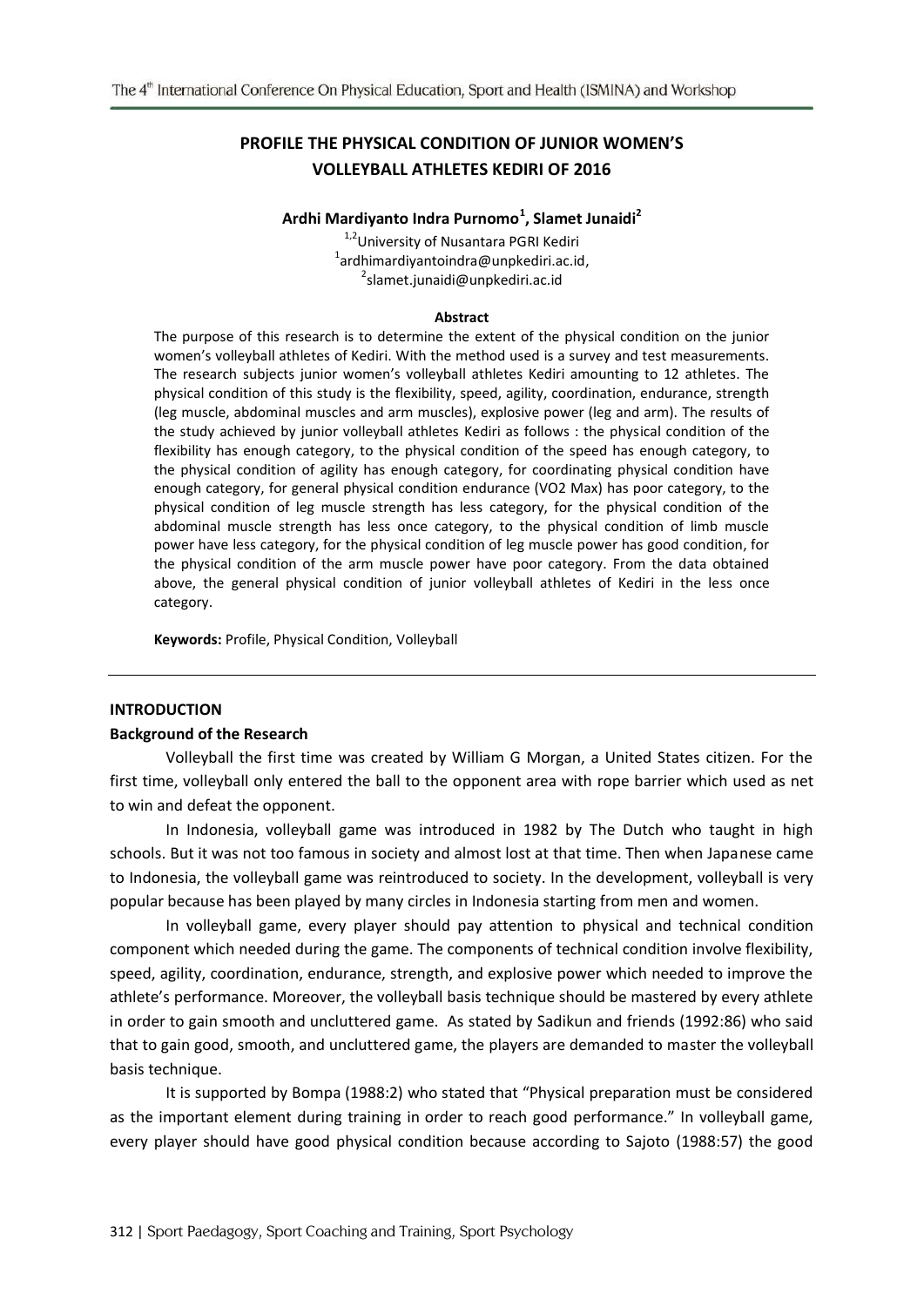# PROFILE THE PHYSICAL CONDITION OF JUNIOR WOMEN'S VOLLEYBALL ATHLETES KEDIRI OF 2016

**Ardhi Mardiyanto Indra Purnomo[1], Slamet Junaidi[2]**

[1,2]University of Nusantara PGRI Kediri
[1]ardhimardiyantoindra@unpkediri.ac.id,
[2]slamet.junaidi@unpkediri.ac.id

**Abstract**

The purpose of this research is to determine the extent of the physical condition on the junior women's volleyball athletes of Kediri. With the method used is a survey and test measurements. The research subjects junior women's volleyball athletes Kediri amounting to 12 athletes. The physical condition of this study is the flexibility, speed, agility, coordination, endurance, strength (leg muscle, abdominal muscles and arm muscles), explosive power (leg and arm). The results of the study achieved by junior volleyball athletes Kediri as follows : the physical condition of the flexibility has enough category, to the physical condition of the speed has enough category, to the physical condition of agility has enough category, for coordinating physical condition have enough category, for general physical condition endurance (VO2 Max) has poor category, to the physical condition of leg muscle strength has less category, for the physical condition of the abdominal muscle strength has less once category, to the physical condition of limb muscle power have less category, for the physical condition of leg muscle power has good condition, for the physical condition of the arm muscle power have poor category. From the data obtained above, the general physical condition of junior volleyball athletes of Kediri in the less once category.

**Keywords:** Profile, Physical Condition, Volleyball

## INTRODUCTION

### Background of the Research

Volleyball the first time was created by William G Morgan, a United States citizen. For the first time, volleyball only entered the ball to the opponent area with rope barrier which used as net to win and defeat the opponent.

In Indonesia, volleyball game was introduced in 1982 by The Dutch who taught in high schools. But it was not too famous in society and almost lost at that time. Then when Japanese came to Indonesia, the volleyball game was reintroduced to society. In the development, volleyball is very popular because has been played by many circles in Indonesia starting from men and women.

In volleyball game, every player should pay attention to physical and technical condition component which needed during the game. The components of technical condition involve flexibility, speed, agility, coordination, endurance, strength, and explosive power which needed to improve the athlete's performance. Moreover, the volleyball basis technique should be mastered by every athlete in order to gain smooth and uncluttered game. As stated by Sadikun and friends (1992:86) who said that to gain good, smooth, and uncluttered game, the players are demanded to master the volleyball basis technique.

It is supported by Bompa (1988:2) who stated that "Physical preparation must be considered as the important element during training in order to reach good performance." In volleyball game, every player should have good physical condition because according to Sajoto (1988:57) the good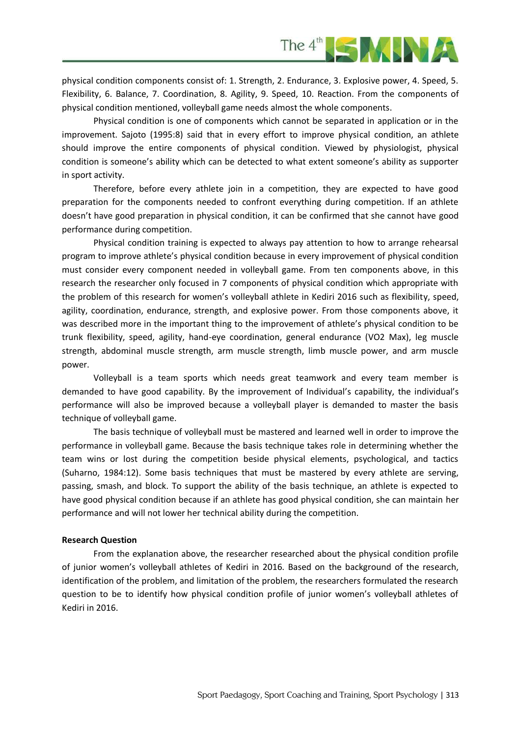physical condition components consist of: 1. Strength, 2. Endurance, 3. Explosive power, 4. Speed, 5. Flexibility, 6. Balance, 7. Coordination, 8. Agility, 9. Speed, 10. Reaction. From the components of physical condition mentioned, volleyball game needs almost the whole components.

Physical condition is one of components which cannot be separated in application or in the improvement. Sajoto (1995:8) said that in every effort to improve physical condition, an athlete should improve the entire components of physical condition. Viewed by physiologist, physical condition is someone's ability which can be detected to what extent someone's ability as supporter in sport activity.

Therefore, before every athlete join in a competition, they are expected to have good preparation for the components needed to confront everything during competition. If an athlete doesn't have good preparation in physical condition, it can be confirmed that she cannot have good performance during competition.

Physical condition training is expected to always pay attention to how to arrange rehearsal program to improve athlete's physical condition because in every improvement of physical condition must consider every component needed in volleyball game. From ten components above, in this research the researcher only focused in 7 components of physical condition which appropriate with the problem of this research for women's volleyball athlete in Kediri 2016 such as flexibility, speed, agility, coordination, endurance, strength, and explosive power. From those components above, it was described more in the important thing to the improvement of athlete's physical condition to be trunk flexibility, speed, agility, hand-eye coordination, general endurance (VO2 Max), leg muscle strength, abdominal muscle strength, arm muscle strength, limb muscle power, and arm muscle power.

Volleyball is a team sports which needs great teamwork and every team member is demanded to have good capability. By the improvement of Individual's capability, the individual's performance will also be improved because a volleyball player is demanded to master the basis technique of volleyball game.

The basis technique of volleyball must be mastered and learned well in order to improve the performance in volleyball game. Because the basis technique takes role in determining whether the team wins or lost during the competition beside physical elements, psychological, and tactics (Suharno, 1984:12). Some basis techniques that must be mastered by every athlete are serving, passing, smash, and block. To support the ability of the basis technique, an athlete is expected to have good physical condition because if an athlete has good physical condition, she can maintain her performance and will not lower her technical ability during the competition.

**Research Question**

From the explanation above, the researcher researched about the physical condition profile of junior women's volleyball athletes of Kediri in 2016. Based on the background of the research, identification of the problem, and limitation of the problem, the researchers formulated the research question to be to identify how physical condition profile of junior women's volleyball athletes of Kediri in 2016.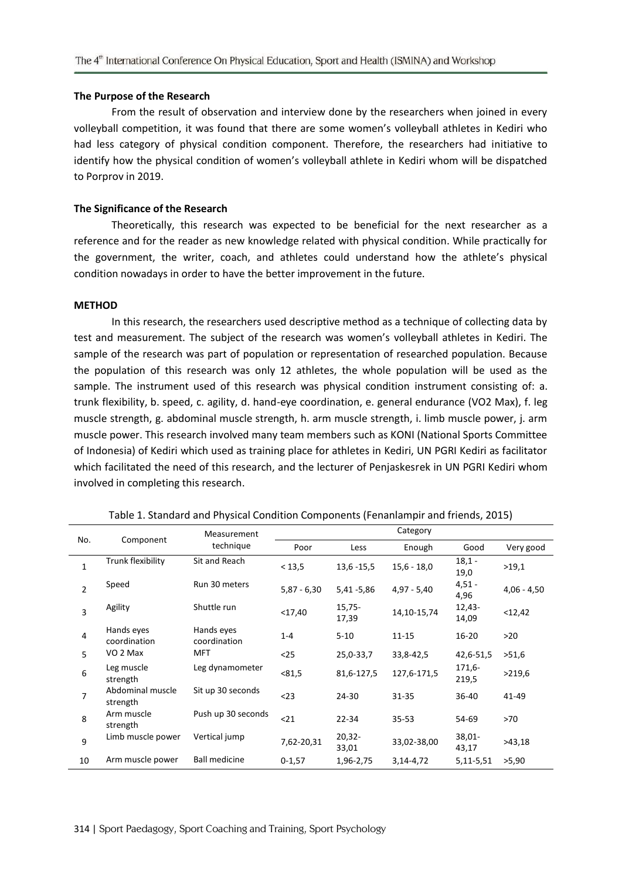**The Purpose of the Research**

From the result of observation and interview done by the researchers when joined in every volleyball competition, it was found that there are some women's volleyball athletes in Kediri who had less category of physical condition component. Therefore, the researchers had initiative to identify how the physical condition of women's volleyball athlete in Kediri whom will be dispatched to Porprov in 2019.

**The Significance of the Research**

Theoretically, this research was expected to be beneficial for the next researcher as a reference and for the reader as new knowledge related with physical condition. While practically for the government, the writer, coach, and athletes could understand how the athlete's physical condition nowadays in order to have the better improvement in the future.

**METHOD**

In this research, the researchers used descriptive method as a technique of collecting data by test and measurement. The subject of the research was women's volleyball athletes in Kediri. The sample of the research was part of population or representation of researched population. Because the population of this research was only 12 athletes, the whole population will be used as the sample. The instrument used of this research was physical condition instrument consisting of: a. trunk flexibility, b. speed, c. agility, d. hand-eye coordination, e. general endurance (VO2 Max), f. leg muscle strength, g. abdominal muscle strength, h. arm muscle strength, i. limb muscle power, j. arm muscle power. This research involved many team members such as KONI (National Sports Committee of Indonesia) of Kediri which used as training place for athletes in Kediri, UN PGRI Kediri as facilitator which facilitated the need of this research, and the lecturer of Penjaskesrek in UN PGRI Kediri whom involved in completing this research.

Table 1. Standard and Physical Condition Components (Fenanlampir and friends, 2015)

| No. | Component | Measurement technique | Category | | | | |
|---|---|---|---|---|---|---|---|
| | | | Poor | Less | Enough | Good | Very good |
| 1 | Trunk flexibility | Sit and Reach | < 13,5 | 13,6 -15,5 | 15,6 - 18,0 | 18,1 - 19,0 | >19,1 |
| 2 | Speed | Run 30 meters | 5,87 - 6,30 | 5,41 -5,86 | 4,97 - 5,40 | 4,51 - 4,96 | 4,06 - 4,50 |
| 3 | Agility | Shuttle run | <17,40 | 15,75-17,39 | 14,10-15,74 | 12,43-14,09 | <12,42 |
| 4 | Hands eyes coordination | Hands eyes coordination | 1-4 | 5-10 | 11-15 | 16-20 | >20 |
| 5 | VO 2 Max | MFT | <25 | 25,0-33,7 | 33,8-42,5 | 42,6-51,5 | >51,6 |
| 6 | Leg muscle strength | Leg dynamometer | <81,5 | 81,6-127,5 | 127,6-171,5 | 171,6-219,5 | >219,6 |
| 7 | Abdominal muscle strength | Sit up 30 seconds | <23 | 24-30 | 31-35 | 36-40 | 41-49 |
| 8 | Arm muscle strength | Push up 30 seconds | <21 | 22-34 | 35-53 | 54-69 | >70 |
| 9 | Limb muscle power | Vertical jump | 7,62-20,31 | 20,32-33,01 | 33,02-38,00 | 38,01-43,17 | >43,18 |
| 10 | Arm muscle power | Ball medicine | 0-1,57 | 1,96-2,75 | 3,14-4,72 | 5,11-5,51 | >5,90 |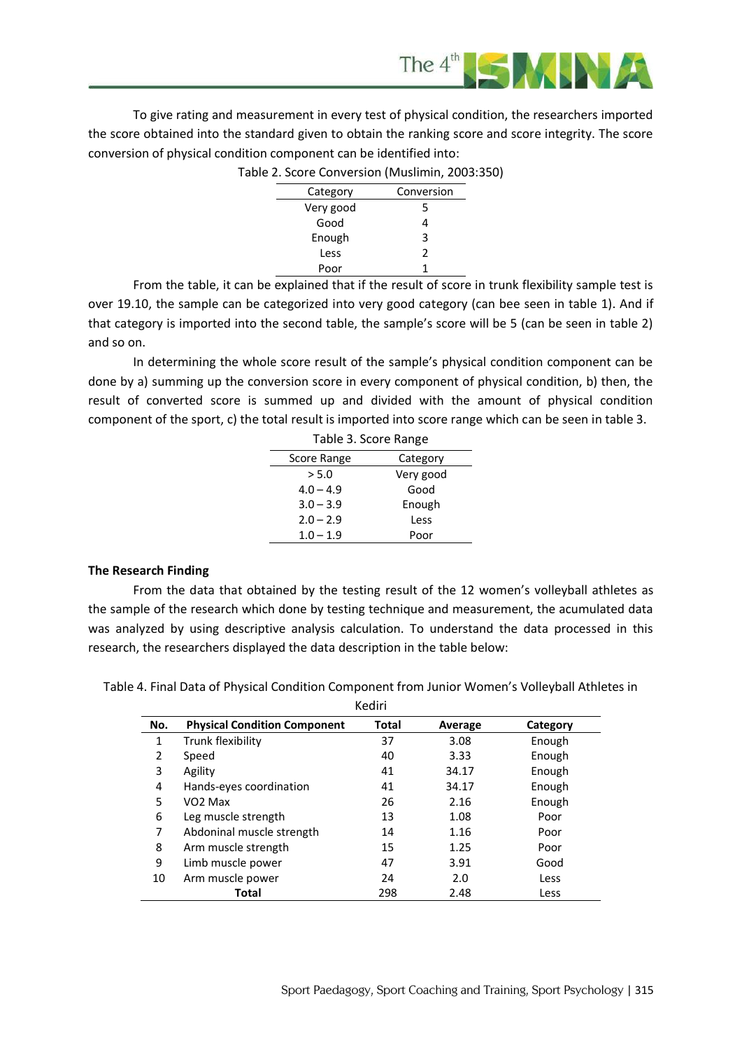To give rating and measurement in every test of physical condition, the researchers imported the score obtained into the standard given to obtain the ranking score and score integrity. The score conversion of physical condition component can be identified into:

Table 2. Score Conversion (Muslimin, 2003:350)

| Category | Conversion |
|---|---|
| Very good | 5 |
| Good | 4 |
| Enough | 3 |
| Less | 2 |
| Poor | 1 |

From the table, it can be explained that if the result of score in trunk flexibility sample test is over 19.10, the sample can be categorized into very good category (can bee seen in table 1). And if that category is imported into the second table, the sample's score will be 5 (can be seen in table 2) and so on.

In determining the whole score result of the sample's physical condition component can be done by a) summing up the conversion score in every component of physical condition, b) then, the result of converted score is summed up and divided with the amount of physical condition component of the sport, c) the total result is imported into score range which can be seen in table 3.

Table 3. Score Range

| Score Range | Category |
|---|---|
| > 5.0 | Very good |
| 4.0 – 4.9 | Good |
| 3.0 – 3.9 | Enough |
| 2.0 – 2.9 | Less |
| 1.0 – 1.9 | Poor |

**The Research Finding**

From the data that obtained by the testing result of the 12 women's volleyball athletes as the sample of the research which done by testing technique and measurement, the acumulated data was analyzed by using descriptive analysis calculation. To understand the data processed in this research, the researchers displayed the data description in the table below:

Table 4. Final Data of Physical Condition Component from Junior Women's Volleyball Athletes in Kediri

| No. | Physical Condition Component | Total | Average | Category |
|---|---|---|---|---|
| 1 | Trunk flexibility | 37 | 3.08 | Enough |
| 2 | Speed | 40 | 3.33 | Enough |
| 3 | Agility | 41 | 34.17 | Enough |
| 4 | Hands-eyes coordination | 41 | 34.17 | Enough |
| 5 | VO2 Max | 26 | 2.16 | Enough |
| 6 | Leg muscle strength | 13 | 1.08 | Poor |
| 7 | Abdoninal muscle strength | 14 | 1.16 | Poor |
| 8 | Arm muscle strength | 15 | 1.25 | Poor |
| 9 | Limb muscle power | 47 | 3.91 | Good |
| 10 | Arm muscle power | 24 | 2.0 | Less |
| | **Total** | 298 | 2.48 | Less |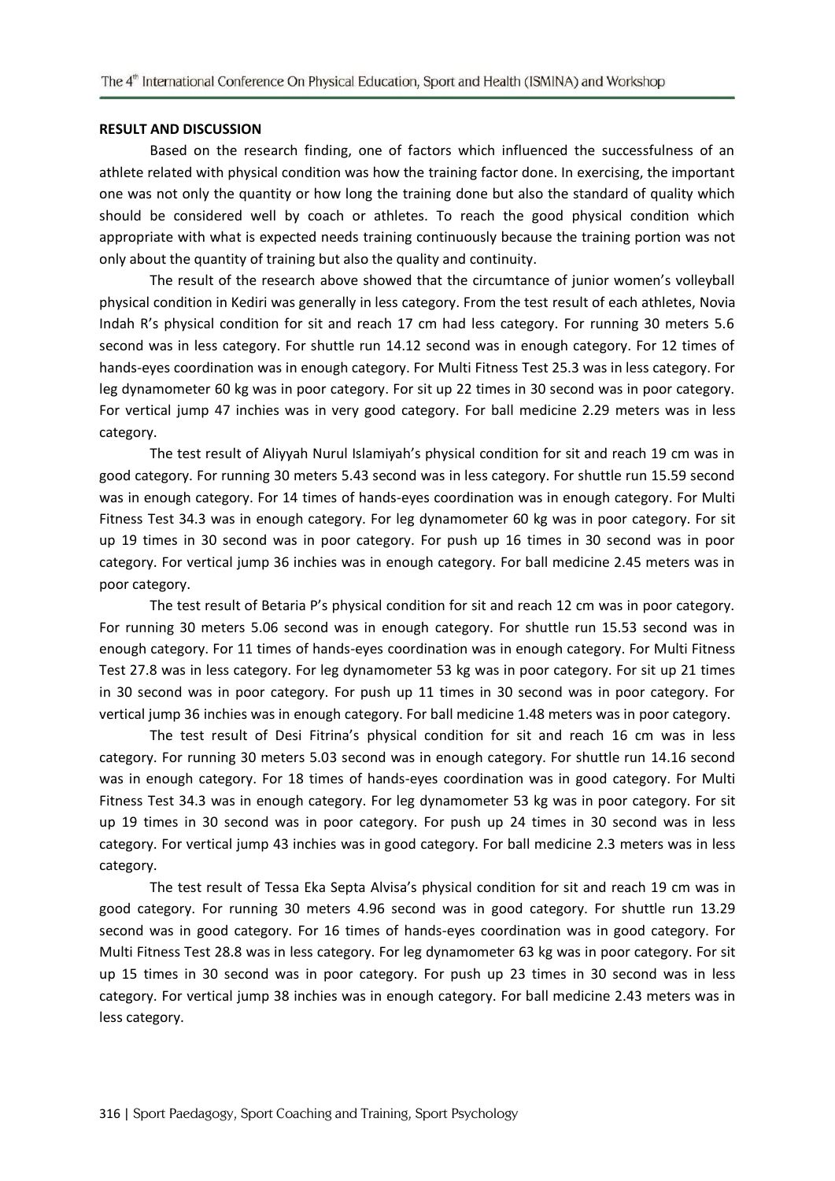**RESULT AND DISCUSSION**

Based on the research finding, one of factors which influenced the successfulness of an athlete related with physical condition was how the training factor done. In exercising, the important one was not only the quantity or how long the training done but also the standard of quality which should be considered well by coach or athletes. To reach the good physical condition which appropriate with what is expected needs training continuously because the training portion was not only about the quantity of training but also the quality and continuity.

The result of the research above showed that the circumtance of junior women's volleyball physical condition in Kediri was generally in less category. From the test result of each athletes, Novia Indah R's physical condition for sit and reach 17 cm had less category. For running 30 meters 5.6 second was in less category. For shuttle run 14.12 second was in enough category. For 12 times of hands-eyes coordination was in enough category. For Multi Fitness Test 25.3 was in less category. For leg dynamometer 60 kg was in poor category. For sit up 22 times in 30 second was in poor category. For vertical jump 47 inchies was in very good category. For ball medicine 2.29 meters was in less category.

The test result of Aliyyah Nurul Islamiyah's physical condition for sit and reach 19 cm was in good category. For running 30 meters 5.43 second was in less category. For shuttle run 15.59 second was in enough category. For 14 times of hands-eyes coordination was in enough category. For Multi Fitness Test 34.3 was in enough category. For leg dynamometer 60 kg was in poor category. For sit up 19 times in 30 second was in poor category. For push up 16 times in 30 second was in poor category. For vertical jump 36 inchies was in enough category. For ball medicine 2.45 meters was in poor category.

The test result of Betaria P's physical condition for sit and reach 12 cm was in poor category. For running 30 meters 5.06 second was in enough category. For shuttle run 15.53 second was in enough category. For 11 times of hands-eyes coordination was in enough category. For Multi Fitness Test 27.8 was in less category. For leg dynamometer 53 kg was in poor category. For sit up 21 times in 30 second was in poor category. For push up 11 times in 30 second was in poor category. For vertical jump 36 inchies was in enough category. For ball medicine 1.48 meters was in poor category.

The test result of Desi Fitrina's physical condition for sit and reach 16 cm was in less category. For running 30 meters 5.03 second was in enough category. For shuttle run 14.16 second was in enough category. For 18 times of hands-eyes coordination was in good category. For Multi Fitness Test 34.3 was in enough category. For leg dynamometer 53 kg was in poor category. For sit up 19 times in 30 second was in poor category. For push up 24 times in 30 second was in less category. For vertical jump 43 inchies was in good category. For ball medicine 2.3 meters was in less category.

The test result of Tessa Eka Septa Alvisa's physical condition for sit and reach 19 cm was in good category. For running 30 meters 4.96 second was in good category. For shuttle run 13.29 second was in good category. For 16 times of hands-eyes coordination was in good category. For Multi Fitness Test 28.8 was in less category. For leg dynamometer 63 kg was in poor category. For sit up 15 times in 30 second was in poor category. For push up 23 times in 30 second was in less category. For vertical jump 38 inchies was in enough category. For ball medicine 2.43 meters was in less category.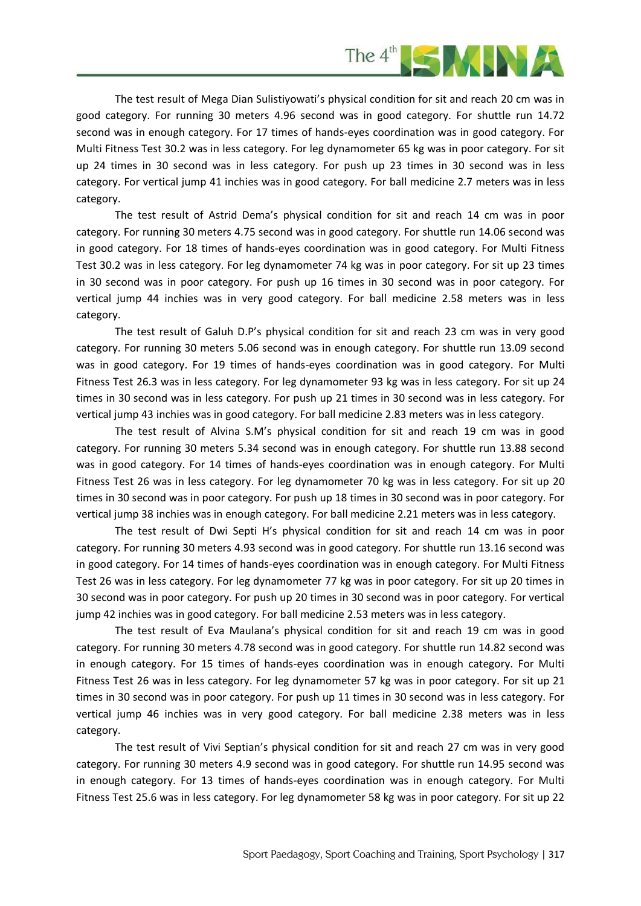The test result of Mega Dian Sulistiyowati's physical condition for sit and reach 20 cm was in good category. For running 30 meters 4.96 second was in good category. For shuttle run 14.72 second was in enough category. For 17 times of hands-eyes coordination was in good category. For Multi Fitness Test 30.2 was in less category. For leg dynamometer 65 kg was in poor category. For sit up 24 times in 30 second was in less category. For push up 23 times in 30 second was in less category. For vertical jump 41 inchies was in good category. For ball medicine 2.7 meters was in less category.

The test result of Astrid Dema's physical condition for sit and reach 14 cm was in poor category. For running 30 meters 4.75 second was in good category. For shuttle run 14.06 second was in good category. For 18 times of hands-eyes coordination was in good category. For Multi Fitness Test 30.2 was in less category. For leg dynamometer 74 kg was in poor category. For sit up 23 times in 30 second was in poor category. For push up 16 times in 30 second was in poor category. For vertical jump 44 inchies was in very good category. For ball medicine 2.58 meters was in less category.

The test result of Galuh D.P's physical condition for sit and reach 23 cm was in very good category. For running 30 meters 5.06 second was in enough category. For shuttle run 13.09 second was in good category. For 19 times of hands-eyes coordination was in good category. For Multi Fitness Test 26.3 was in less category. For leg dynamometer 93 kg was in less category. For sit up 24 times in 30 second was in less category. For push up 21 times in 30 second was in less category. For vertical jump 43 inchies was in good category. For ball medicine 2.83 meters was in less category.

The test result of Alvina S.M's physical condition for sit and reach 19 cm was in good category. For running 30 meters 5.34 second was in enough category. For shuttle run 13.88 second was in good category. For 14 times of hands-eyes coordination was in enough category. For Multi Fitness Test 26 was in less category. For leg dynamometer 70 kg was in less category. For sit up 20 times in 30 second was in poor category. For push up 18 times in 30 second was in poor category. For vertical jump 38 inchies was in enough category. For ball medicine 2.21 meters was in less category.

The test result of Dwi Septi H's physical condition for sit and reach 14 cm was in poor category. For running 30 meters 4.93 second was in good category. For shuttle run 13.16 second was in good category. For 14 times of hands-eyes coordination was in enough category. For Multi Fitness Test 26 was in less category. For leg dynamometer 77 kg was in poor category. For sit up 20 times in 30 second was in poor category. For push up 20 times in 30 second was in poor category. For vertical jump 42 inchies was in good category. For ball medicine 2.53 meters was in less category.

The test result of Eva Maulana's physical condition for sit and reach 19 cm was in good category. For running 30 meters 4.78 second was in good category. For shuttle run 14.82 second was in enough category. For 15 times of hands-eyes coordination was in enough category. For Multi Fitness Test 26 was in less category. For leg dynamometer 57 kg was in poor category. For sit up 21 times in 30 second was in poor category. For push up 11 times in 30 second was in less category. For vertical jump 46 inchies was in very good category. For ball medicine 2.38 meters was in less category.

The test result of Vivi Septian's physical condition for sit and reach 27 cm was in very good category. For running 30 meters 4.9 second was in good category. For shuttle run 14.95 second was in enough category. For 13 times of hands-eyes coordination was in enough category. For Multi Fitness Test 25.6 was in less category. For leg dynamometer 58 kg was in poor category. For sit up 22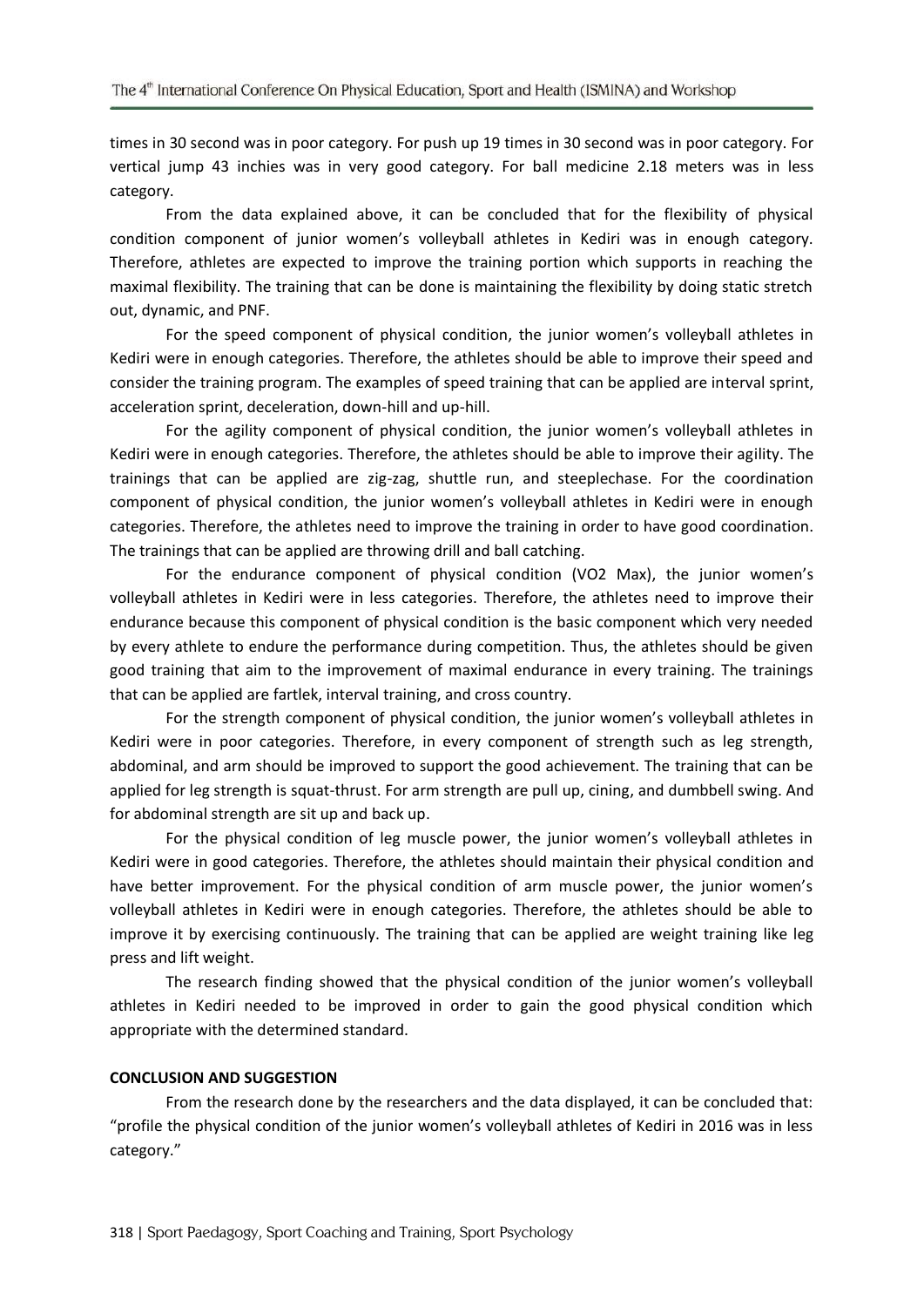times in 30 second was in poor category. For push up 19 times in 30 second was in poor category. For vertical jump 43 inchies was in very good category. For ball medicine 2.18 meters was in less category.

From the data explained above, it can be concluded that for the flexibility of physical condition component of junior women's volleyball athletes in Kediri was in enough category. Therefore, athletes are expected to improve the training portion which supports in reaching the maximal flexibility. The training that can be done is maintaining the flexibility by doing static stretch out, dynamic, and PNF.

For the speed component of physical condition, the junior women's volleyball athletes in Kediri were in enough categories. Therefore, the athletes should be able to improve their speed and consider the training program. The examples of speed training that can be applied are interval sprint, acceleration sprint, deceleration, down-hill and up-hill.

For the agility component of physical condition, the junior women's volleyball athletes in Kediri were in enough categories. Therefore, the athletes should be able to improve their agility. The trainings that can be applied are zig-zag, shuttle run, and steeplechase. For the coordination component of physical condition, the junior women's volleyball athletes in Kediri were in enough categories. Therefore, the athletes need to improve the training in order to have good coordination. The trainings that can be applied are throwing drill and ball catching.

For the endurance component of physical condition (VO2 Max), the junior women's volleyball athletes in Kediri were in less categories. Therefore, the athletes need to improve their endurance because this component of physical condition is the basic component which very needed by every athlete to endure the performance during competition. Thus, the athletes should be given good training that aim to the improvement of maximal endurance in every training. The trainings that can be applied are fartlek, interval training, and cross country.

For the strength component of physical condition, the junior women's volleyball athletes in Kediri were in poor categories. Therefore, in every component of strength such as leg strength, abdominal, and arm should be improved to support the good achievement. The training that can be applied for leg strength is squat-thrust. For arm strength are pull up, cining, and dumbbell swing. And for abdominal strength are sit up and back up.

For the physical condition of leg muscle power, the junior women's volleyball athletes in Kediri were in good categories. Therefore, the athletes should maintain their physical condition and have better improvement. For the physical condition of arm muscle power, the junior women's volleyball athletes in Kediri were in enough categories. Therefore, the athletes should be able to improve it by exercising continuously. The training that can be applied are weight training like leg press and lift weight.

The research finding showed that the physical condition of the junior women's volleyball athletes in Kediri needed to be improved in order to gain the good physical condition which appropriate with the determined standard.

**CONCLUSION AND SUGGESTION**

From the research done by the researchers and the data displayed, it can be concluded that: "profile the physical condition of the junior women's volleyball athletes of Kediri in 2016 was in less category."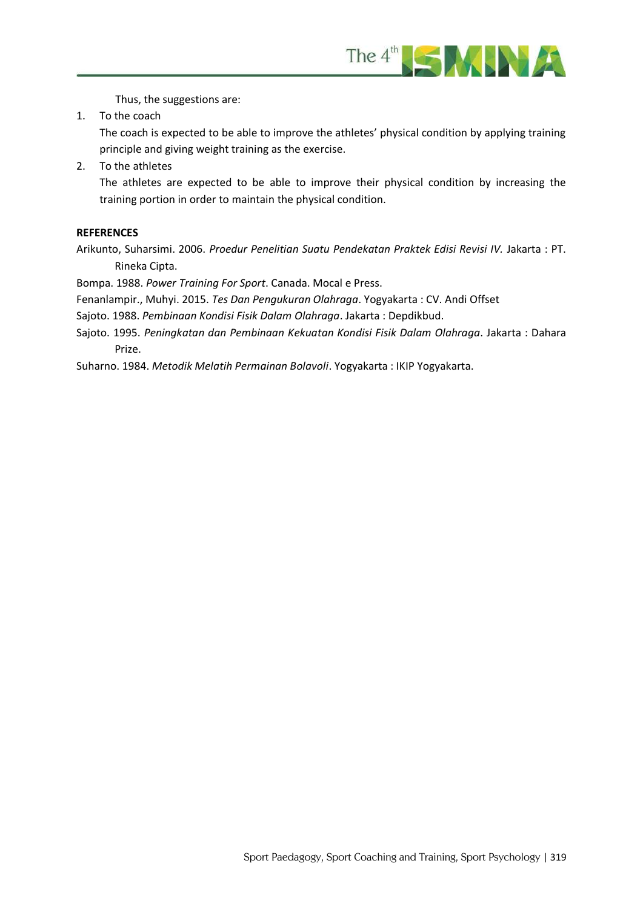Thus, the suggestions are:

1. To the coach

   The coach is expected to be able to improve the athletes' physical condition by applying training principle and giving weight training as the exercise.

2. To the athletes

   The athletes are expected to be able to improve their physical condition by increasing the training portion in order to maintain the physical condition.

**REFERENCES**

Arikunto, Suharsimi. 2006. *Proedur Penelitian Suatu Pendekatan Praktek Edisi Revisi IV.* Jakarta : PT. Rineka Cipta.

Bompa. 1988. *Power Training For Sport*. Canada. Mocal e Press.

Fenanlampir., Muhyi. 2015. *Tes Dan Pengukuran Olahraga*. Yogyakarta : CV. Andi Offset

Sajoto. 1988. *Pembinaan Kondisi Fisik Dalam Olahraga*. Jakarta : Depdikbud.

Sajoto. 1995. *Peningkatan dan Pembinaan Kekuatan Kondisi Fisik Dalam Olahraga*. Jakarta : Dahara Prize.

Suharno. 1984. *Metodik Melatih Permainan Bolavoli*. Yogyakarta : IKIP Yogyakarta.